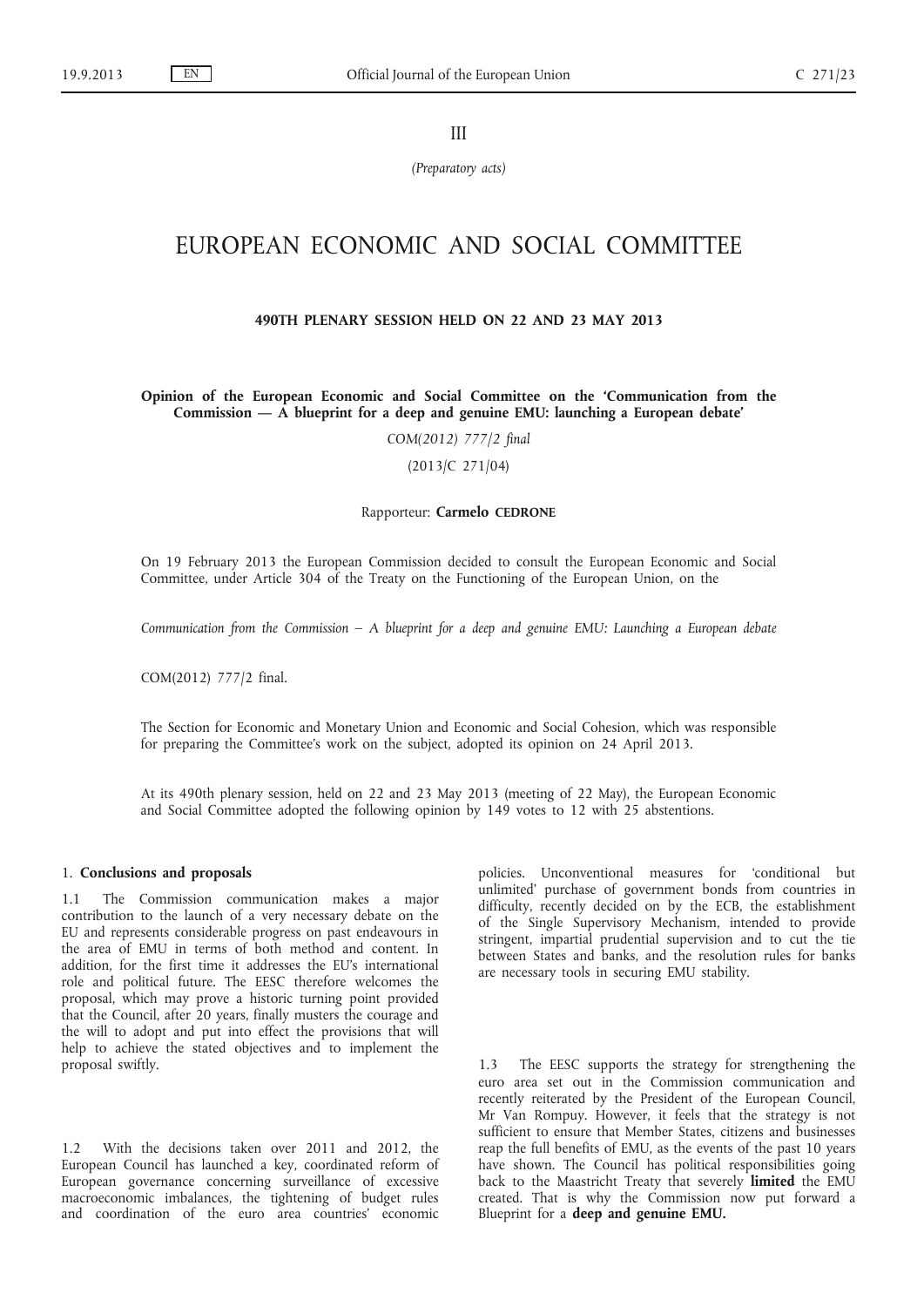III

*(Preparatory acts)*

# EUROPEAN ECONOMIC AND SOCIAL COMMITTEE

## 490TH PLENARY SESSION HELD ON 22 AND 23 MAY 2013

### Opinion of the European Economic and Social Committee on the 'Communication from the Commission — A blueprint for a deep and genuine EMU: launching a European debate'

*COM(2012) 777/2 final*

(2013/C 271/04)

Rapporteur: **Carmelo CEDRONE**

On 19 February 2013 the European Commission decided to consult the European Economic and Social Committee, under Article 304 of the Treaty on the Functioning of the European Union, on the

*Communication from the Commission – A blueprint for a deep and genuine EMU: Launching a European debate*

COM(2012) 777/2 final.

The Section for Economic and Monetary Union and Economic and Social Cohesion, which was responsible for preparing the Committee's work on the subject, adopted its opinion on 24 April 2013.

At its 490th plenary session, held on 22 and 23 May 2013 (meeting of 22 May), the European Economic and Social Committee adopted the following opinion by 149 votes to 12 with 25 abstentions.

1. **Conclusions and proposals**

1.1 The Commission communication makes a major contribution to the launch of a very necessary debate on the EU and represents considerable progress on past endeavours in the area of EMU in terms of both method and content. In addition, for the first time it addresses the EU's international role and political future. The EESC therefore welcomes the proposal, which may prove a historic turning point provided that the Council, after 20 years, finally musters the courage and the will to adopt and put into effect the provisions that will help to achieve the stated objectives and to implement the proposal swiftly.

1.2 With the decisions taken over 2011 and 2012, the European Council has launched a key, coordinated reform of European governance concerning surveillance of excessive macroeconomic imbalances, the tightening of budget rules and coordination of the euro area countries' economic policies. Unconventional measures for 'conditional but unlimited' purchase of government bonds from countries in difficulty, recently decided on by the ECB, the establishment of the Single Supervisory Mechanism, intended to provide stringent, impartial prudential supervision and to cut the tie between States and banks, and the resolution rules for banks are necessary tools in securing EMU stability.

1.3 The EESC supports the strategy for strengthening the euro area set out in the Commission communication and recently reiterated by the President of the European Council, Mr Van Rompuy. However, it feels that the strategy is not sufficient to ensure that Member States, citizens and businesses reap the full benefits of EMU, as the events of the past 10 years have shown. The Council has political responsibilities going back to the Maastricht Treaty that severely **limited** the EMU created. That is why the Commission now put forward a Blueprint for a **deep and genuine EMU.**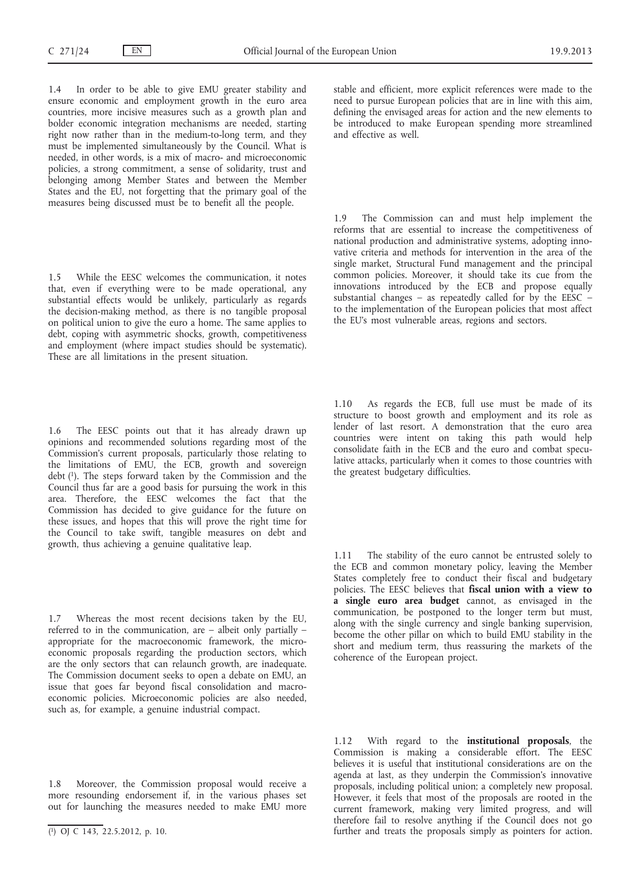1.4 In order to be able to give EMU greater stability and ensure economic and employment growth in the euro area countries, more incisive measures such as a growth plan and bolder economic integration mechanisms are needed, starting right now rather than in the medium-to-long term, and they must be implemented simultaneously by the Council. What is needed, in other words, is a mix of macro- and microeconomic policies, a strong commitment, a sense of solidarity, trust and belonging among Member States and between the Member States and the EU, not forgetting that the primary goal of the measures being discussed must be to benefit all the people.

1.5 While the EESC welcomes the communication, it notes that, even if everything were to be made operational, any substantial effects would be unlikely, particularly as regards the decision-making method, as there is no tangible proposal on political union to give the euro a home. The same applies to debt, coping with asymmetric shocks, growth, competitiveness and employment (where impact studies should be systematic). These are all limitations in the present situation.

1.6 The EESC points out that it has already drawn up opinions and recommended solutions regarding most of the Commission's current proposals, particularly those relating to the limitations of EMU, the ECB, growth and sovereign debt [1]. The steps forward taken by the Commission and the Council thus far are a good basis for pursuing the work in this area. Therefore, the EESC welcomes the fact that the Commission has decided to give guidance for the future on these issues, and hopes that this will prove the right time for the Council to take swift, tangible measures on debt and growth, thus achieving a genuine qualitative leap.

1.7 Whereas the most recent decisions taken by the EU, referred to in the communication, are – albeit only partially – appropriate for the macroeconomic framework, the microeconomic proposals regarding the production sectors, which are the only sectors that can relaunch growth, are inadequate. The Commission document seeks to open a debate on EMU, an issue that goes far beyond fiscal consolidation and macroeconomic policies. Microeconomic policies are also needed, such as, for example, a genuine industrial compact.

1.8 Moreover, the Commission proposal would receive a more resounding endorsement if, in the various phases set out for launching the measures needed to make EMU more stable and efficient, more explicit references were made to the need to pursue European policies that are in line with this aim, defining the envisaged areas for action and the new elements to be introduced to make European spending more streamlined and effective as well.

1.9 The Commission can and must help implement the reforms that are essential to increase the competitiveness of national production and administrative systems, adopting innovative criteria and methods for intervention in the area of the single market, Structural Fund management and the principal common policies. Moreover, it should take its cue from the innovations introduced by the ECB and propose equally substantial changes – as repeatedly called for by the EESC – to the implementation of the European policies that most affect the EU's most vulnerable areas, regions and sectors.

1.10 As regards the ECB, full use must be made of its structure to boost growth and employment and its role as lender of last resort. A demonstration that the euro area countries were intent on taking this path would help consolidate faith in the ECB and the euro and combat speculative attacks, particularly when it comes to those countries with the greatest budgetary difficulties.

1.11 The stability of the euro cannot be entrusted solely to the ECB and common monetary policy, leaving the Member States completely free to conduct their fiscal and budgetary policies. The EESC believes that **fiscal union with a view to a single euro area budget** cannot, as envisaged in the communication, be postponed to the longer term but must, along with the single currency and single banking supervision, become the other pillar on which to build EMU stability in the short and medium term, thus reassuring the markets of the coherence of the European project.

1.12 With regard to the **institutional proposals**, the Commission is making a considerable effort. The EESC believes it is useful that institutional considerations are on the agenda at last, as they underpin the Commission's innovative proposals, including political union; a completely new proposal. However, it feels that most of the proposals are rooted in the current framework, making very limited progress, and will therefore fail to resolve anything if the Council does not go further and treats the proposals simply as pointers for action.

[1] OJ C 143, 22.5.2012, p. 10.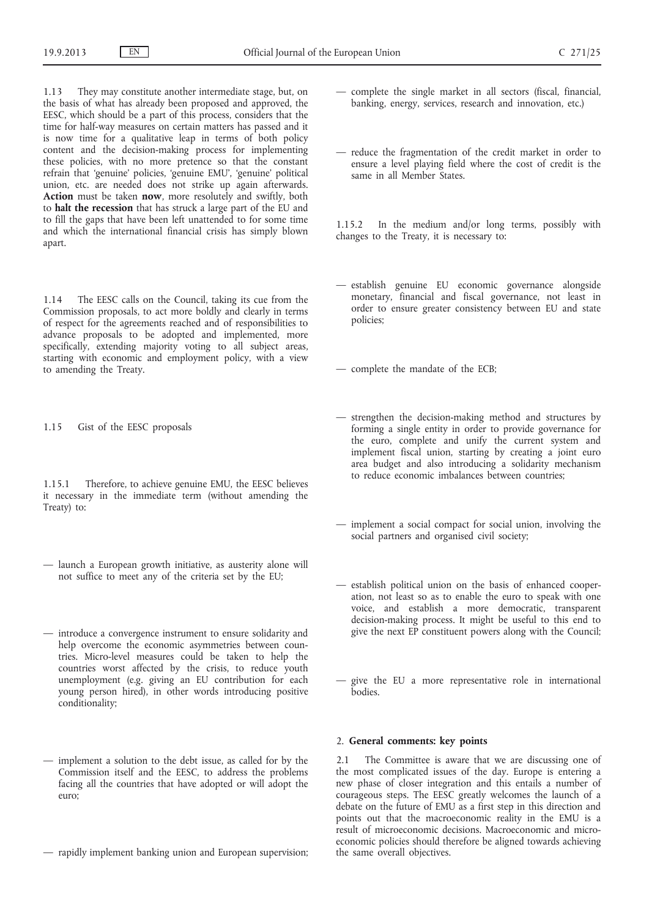1.13 They may constitute another intermediate stage, but, on the basis of what has already been proposed and approved, the EESC, which should be a part of this process, considers that the time for half-way measures on certain matters has passed and it is now time for a qualitative leap in terms of both policy content and the decision-making process for implementing these policies, with no more pretence so that the constant refrain that 'genuine' policies, 'genuine EMU', 'genuine' political union, etc. are needed does not strike up again afterwards. **Action** must be taken **now**, more resolutely and swiftly, both to **halt the recession** that has struck a large part of the EU and to fill the gaps that have been left unattended to for some time and which the international financial crisis has simply blown apart.

1.14 The EESC calls on the Council, taking its cue from the Commission proposals, to act more boldly and clearly in terms of respect for the agreements reached and of responsibilities to advance proposals to be adopted and implemented, more specifically, extending majority voting to all subject areas, starting with economic and employment policy, with a view to amending the Treaty.

1.15 Gist of the EESC proposals

1.15.1 Therefore, to achieve genuine EMU, the EESC believes it necessary in the immediate term (without amending the Treaty) to:

- launch a European growth initiative, as austerity alone will not suffice to meet any of the criteria set by the EU;
- introduce a convergence instrument to ensure solidarity and help overcome the economic asymmetries between countries. Micro-level measures could be taken to help the countries worst affected by the crisis, to reduce youth unemployment (e.g. giving an EU contribution for each young person hired), in other words introducing positive conditionality;
- implement a solution to the debt issue, as called for by the Commission itself and the EESC, to address the problems facing all the countries that have adopted or will adopt the euro;
- rapidly implement banking union and European supervision;
- complete the single market in all sectors (fiscal, financial, banking, energy, services, research and innovation, etc.)
- reduce the fragmentation of the credit market in order to ensure a level playing field where the cost of credit is the same in all Member States.

1.15.2 In the medium and/or long terms, possibly with changes to the Treaty, it is necessary to:

- establish genuine EU economic governance alongside monetary, financial and fiscal governance, not least in order to ensure greater consistency between EU and state policies;
- complete the mandate of the ECB;
- strengthen the decision-making method and structures by forming a single entity in order to provide governance for the euro, complete and unify the current system and implement fiscal union, starting by creating a joint euro area budget and also introducing a solidarity mechanism to reduce economic imbalances between countries;
- implement a social compact for social union, involving the social partners and organised civil society;
- establish political union on the basis of enhanced cooperation, not least so as to enable the euro to speak with one voice, and establish a more democratic, transparent decision-making process. It might be useful to this end to give the next EP constituent powers along with the Council;
- give the EU a more representative role in international bodies.

## 2. General comments: key points

2.1 The Committee is aware that we are discussing one of the most complicated issues of the day. Europe is entering a new phase of closer integration and this entails a number of courageous steps. The EESC greatly welcomes the launch of a debate on the future of EMU as a first step in this direction and points out that the macroeconomic reality in the EMU is a result of microeconomic decisions. Macroeconomic and microeconomic policies should therefore be aligned towards achieving the same overall objectives.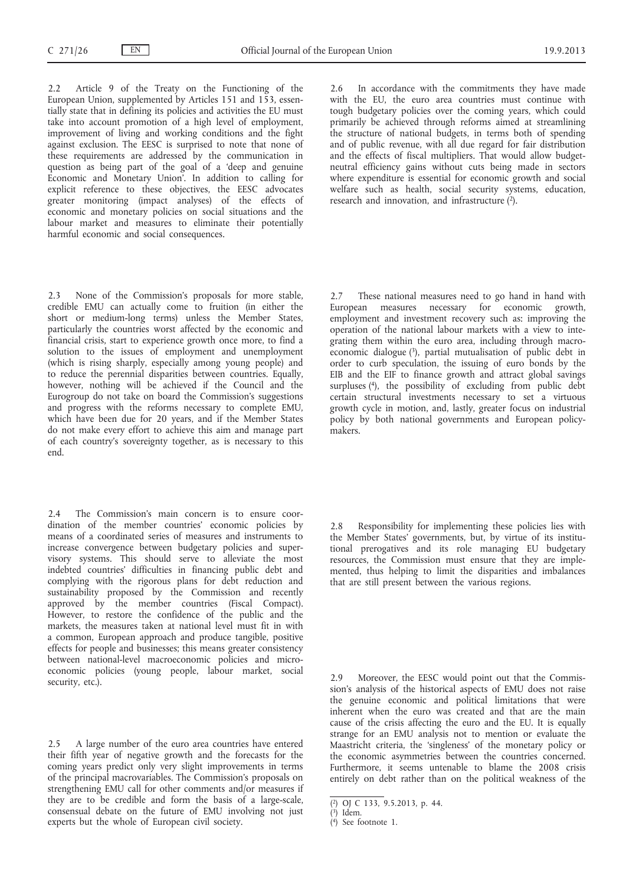2.2 Article 9 of the Treaty on the Functioning of the European Union, supplemented by Articles 151 and 153, essentially state that in defining its policies and activities the EU must take into account promotion of a high level of employment, improvement of living and working conditions and the fight against exclusion. The EESC is surprised to note that none of these requirements are addressed by the communication in question as being part of the goal of a 'deep and genuine Economic and Monetary Union'. In addition to calling for explicit reference to these objectives, the EESC advocates greater monitoring (impact analyses) of the effects of economic and monetary policies on social situations and the labour market and measures to eliminate their potentially harmful economic and social consequences.

2.3 None of the Commission's proposals for more stable, credible EMU can actually come to fruition (in either the short or medium-long terms) unless the Member States, particularly the countries worst affected by the economic and financial crisis, start to experience growth once more, to find a solution to the issues of employment and unemployment (which is rising sharply, especially among young people) and to reduce the perennial disparities between countries. Equally, however, nothing will be achieved if the Council and the Eurogroup do not take on board the Commission's suggestions and progress with the reforms necessary to complete EMU, which have been due for 20 years, and if the Member States do not make every effort to achieve this aim and manage part of each country's sovereignty together, as is necessary to this end.

2.4 The Commission's main concern is to ensure coordination of the member countries' economic policies by means of a coordinated series of measures and instruments to increase convergence between budgetary policies and supervisory systems. This should serve to alleviate the most indebted countries' difficulties in financing public debt and complying with the rigorous plans for debt reduction and sustainability proposed by the Commission and recently approved by the member countries (Fiscal Compact). However, to restore the confidence of the public and the markets, the measures taken at national level must fit in with a common, European approach and produce tangible, positive effects for people and businesses; this means greater consistency between national-level macroeconomic policies and microeconomic policies (young people, labour market, social security, etc.).

2.5 A large number of the euro area countries have entered their fifth year of negative growth and the forecasts for the coming years predict only very slight improvements in terms of the principal macrovariables. The Commission's proposals on strengthening EMU call for other comments and/or measures if they are to be credible and form the basis of a large-scale, consensual debate on the future of EMU involving not just experts but the whole of European civil society.

2.6 In accordance with the commitments they have made with the EU, the euro area countries must continue with tough budgetary policies over the coming years, which could primarily be achieved through reforms aimed at streamlining the structure of national budgets, in terms both of spending and of public revenue, with all due regard for fair distribution and the effects of fiscal multipliers. That would allow budget-neutral efficiency gains without cuts being made in sectors where expenditure is essential for economic growth and social welfare such as health, social security systems, education, research and innovation, and infrastructure [2].

2.7 These national measures need to go hand in hand with European measures necessary for economic growth, employment and investment recovery such as: improving the operation of the national labour markets with a view to integrating them within the euro area, including through macroeconomic dialogue [3], partial mutualisation of public debt in order to curb speculation, the issuing of euro bonds by the EIB and the EIF to finance growth and attract global savings surpluses [4], the possibility of excluding from public debt certain structural investments necessary to set a virtuous growth cycle in motion, and, lastly, greater focus on industrial policy by both national governments and European policymakers.

2.8 Responsibility for implementing these policies lies with the Member States' governments, but, by virtue of its institutional prerogatives and its role managing EU budgetary resources, the Commission must ensure that they are implemented, thus helping to limit the disparities and imbalances that are still present between the various regions.

2.9 Moreover, the EESC would point out that the Commission's analysis of the historical aspects of EMU does not raise the genuine economic and political limitations that were inherent when the euro was created and that are the main cause of the crisis affecting the euro and the EU. It is equally strange for an EMU analysis not to mention or evaluate the Maastricht criteria, the 'singleness' of the monetary policy or the economic asymmetries between the countries concerned. Furthermore, it seems untenable to blame the 2008 crisis entirely on debt rather than on the political weakness of the

[2] OJ C 133, 9.5.2013, p. 44.

[3] Idem.

[4] See footnote 1.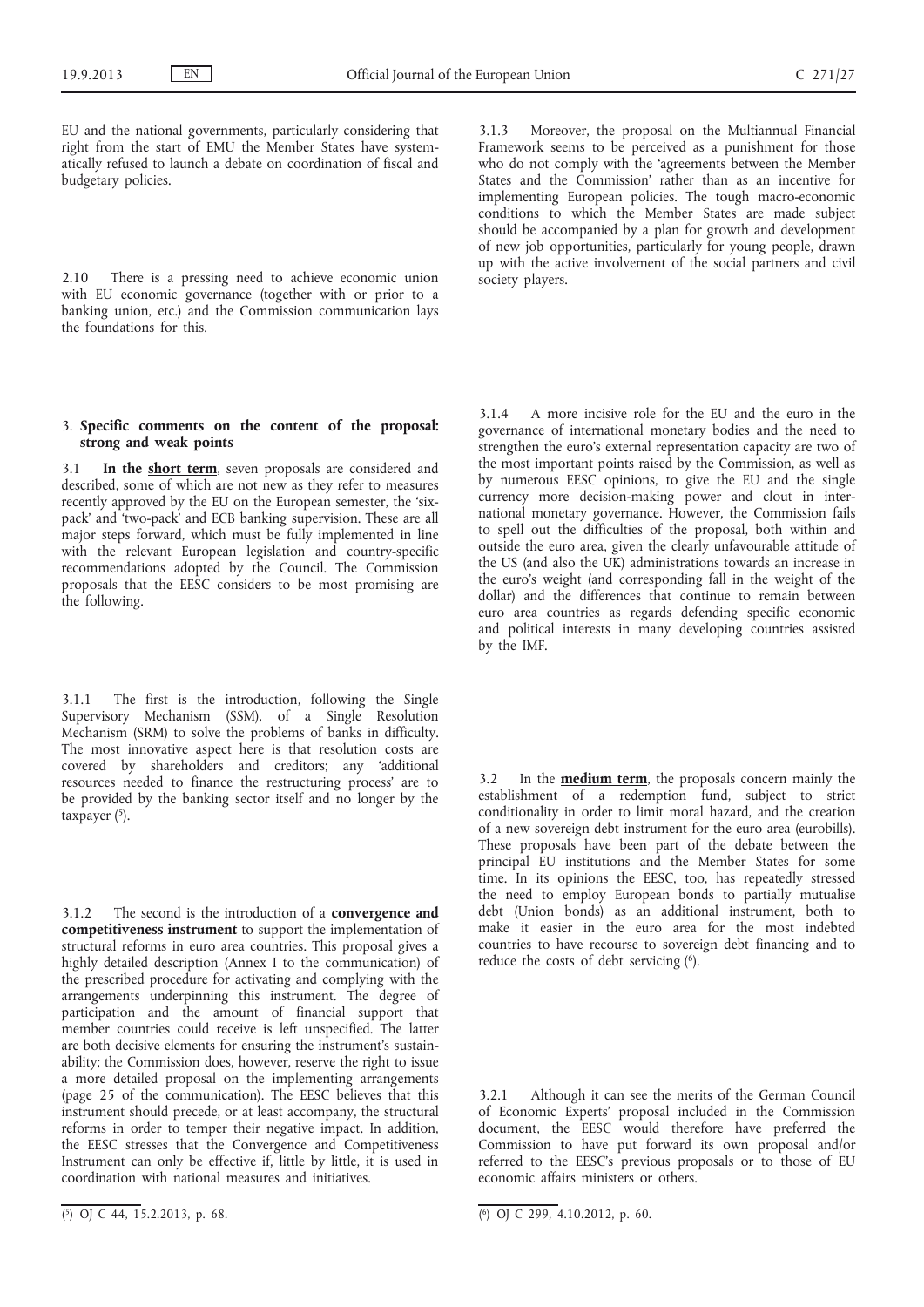EU and the national governments, particularly considering that right from the start of EMU the Member States have systematically refused to launch a debate on coordination of fiscal and budgetary policies.

2.10 There is a pressing need to achieve economic union with EU economic governance (together with or prior to a banking union, etc.) and the Commission communication lays the foundations for this.

## 3. **Specific comments on the content of the proposal: strong and weak points**

3.1 **In the short term**, seven proposals are considered and described, some of which are not new as they refer to measures recently approved by the EU on the European semester, the 'six-pack' and 'two-pack' and ECB banking supervision. These are all major steps forward, which must be fully implemented in line with the relevant European legislation and country-specific recommendations adopted by the Council. The Commission proposals that the EESC considers to be most promising are the following.

3.1.1 The first is the introduction, following the Single Supervisory Mechanism (SSM), of a Single Resolution Mechanism (SRM) to solve the problems of banks in difficulty. The most innovative aspect here is that resolution costs are covered by shareholders and creditors; any 'additional resources needed to finance the restructuring process' are to be provided by the banking sector itself and no longer by the taxpayer [5].

3.1.2 The second is the introduction of a **convergence and competitiveness instrument** to support the implementation of structural reforms in euro area countries. This proposal gives a highly detailed description (Annex I to the communication) of the prescribed procedure for activating and complying with the arrangements underpinning this instrument. The degree of participation and the amount of financial support that member countries could receive is left unspecified. The latter are both decisive elements for ensuring the instrument's sustainability; the Commission does, however, reserve the right to issue a more detailed proposal on the implementing arrangements (page 25 of the communication). The EESC believes that this instrument should precede, or at least accompany, the structural reforms in order to temper their negative impact. In addition, the EESC stresses that the Convergence and Competitiveness Instrument can only be effective if, little by little, it is used in coordination with national measures and initiatives.

3.1.3 Moreover, the proposal on the Multiannual Financial Framework seems to be perceived as a punishment for those who do not comply with the 'agreements between the Member States and the Commission' rather than as an incentive for implementing European policies. The tough macro-economic conditions to which the Member States are made subject should be accompanied by a plan for growth and development of new job opportunities, particularly for young people, drawn up with the active involvement of the social partners and civil society players.

3.1.4 A more incisive role for the EU and the euro in the governance of international monetary bodies and the need to strengthen the euro's external representation capacity are two of the most important points raised by the Commission, as well as by numerous EESC opinions, to give the EU and the single currency more decision-making power and clout in international monetary governance. However, the Commission fails to spell out the difficulties of the proposal, both within and outside the euro area, given the clearly unfavourable attitude of the US (and also the UK) administrations towards an increase in the euro's weight (and corresponding fall in the weight of the dollar) and the differences that continue to remain between euro area countries as regards defending specific economic and political interests in many developing countries assisted by the IMF.

3.2 In the **medium term**, the proposals concern mainly the establishment of a redemption fund, subject to strict conditionality in order to limit moral hazard, and the creation of a new sovereign debt instrument for the euro area (eurobills). These proposals have been part of the debate between the principal EU institutions and the Member States for some time. In its opinions the EESC, too, has repeatedly stressed the need to employ European bonds to partially mutualise debt (Union bonds) as an additional instrument, both to make it easier in the euro area for the most indebted countries to have recourse to sovereign debt financing and to reduce the costs of debt servicing [6].

3.2.1 Although it can see the merits of the German Council of Economic Experts' proposal included in the Commission document, the EESC would therefore have preferred the Commission to have put forward its own proposal and/or referred to the EESC's previous proposals or to those of EU economic affairs ministers or others.

---

[5] OJ C 44, 15.2.2013, p. 68.

[6] OJ C 299, 4.10.2012, p. 60.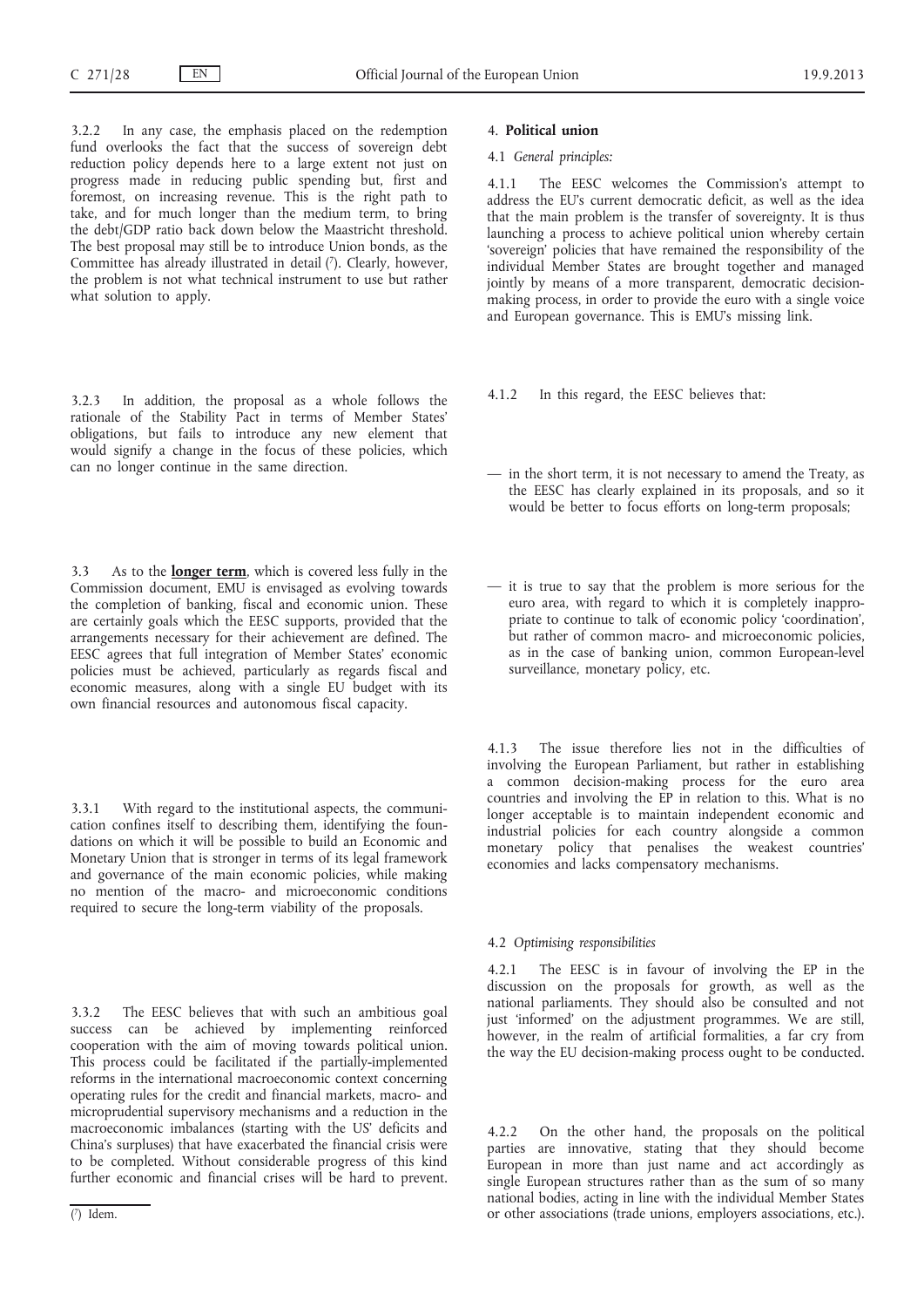3.2.2 In any case, the emphasis placed on the redemption fund overlooks the fact that the success of sovereign debt reduction policy depends here to a large extent not just on progress made in reducing public spending but, first and foremost, on increasing revenue. This is the right path to take, and for much longer than the medium term, to bring the debt/GDP ratio back down below the Maastricht threshold. The best proposal may still be to introduce Union bonds, as the Committee has already illustrated in detail [7]. Clearly, however, the problem is not what technical instrument to use but rather what solution to apply.

3.2.3 In addition, the proposal as a whole follows the rationale of the Stability Pact in terms of Member States' obligations, but fails to introduce any new element that would signify a change in the focus of these policies, which can no longer continue in the same direction.

3.3 As to the **longer term**, which is covered less fully in the Commission document, EMU is envisaged as evolving towards the completion of banking, fiscal and economic union. These are certainly goals which the EESC supports, provided that the arrangements necessary for their achievement are defined. The EESC agrees that full integration of Member States' economic policies must be achieved, particularly as regards fiscal and economic measures, along with a single EU budget with its own financial resources and autonomous fiscal capacity.

3.3.1 With regard to the institutional aspects, the communication confines itself to describing them, identifying the foundations on which it will be possible to build an Economic and Monetary Union that is stronger in terms of its legal framework and governance of the main economic policies, while making no mention of the macro- and microeconomic conditions required to secure the long-term viability of the proposals.

3.3.2 The EESC believes that with such an ambitious goal success can be achieved by implementing reinforced cooperation with the aim of moving towards political union. This process could be facilitated if the partially-implemented reforms in the international macroeconomic context concerning operating rules for the credit and financial markets, macro- and microprudential supervisory mechanisms and a reduction in the macroeconomic imbalances (starting with the US' deficits and China's surpluses) that have exacerbated the financial crisis were to be completed. Without considerable progress of this kind further economic and financial crises will be hard to prevent.

## 4. **Political union**

4.1 *General principles:*

4.1.1 The EESC welcomes the Commission's attempt to address the EU's current democratic deficit, as well as the idea that the main problem is the transfer of sovereignty. It is thus launching a process to achieve political union whereby certain 'sovereign' policies that have remained the responsibility of the individual Member States are brought together and managed jointly by means of a more transparent, democratic decision-making process, in order to provide the euro with a single voice and European governance. This is EMU's missing link.

4.1.2 In this regard, the EESC believes that:

— in the short term, it is not necessary to amend the Treaty, as the EESC has clearly explained in its proposals, and so it would be better to focus efforts on long-term proposals;

— it is true to say that the problem is more serious for the euro area, with regard to which it is completely inappropriate to continue to talk of economic policy 'coordination', but rather of common macro- and microeconomic policies, as in the case of banking union, common European-level surveillance, monetary policy, etc.

4.1.3 The issue therefore lies not in the difficulties of involving the European Parliament, but rather in establishing a common decision-making process for the euro area countries and involving the EP in relation to this. What is no longer acceptable is to maintain independent economic and industrial policies for each country alongside a common monetary policy that penalises the weakest countries' economies and lacks compensatory mechanisms.

4.2 *Optimising responsibilities*

4.2.1 The EESC is in favour of involving the EP in the discussion on the proposals for growth, as well as the national parliaments. They should also be consulted and not just 'informed' on the adjustment programmes. We are still, however, in the realm of artificial formalities, a far cry from the way the EU decision-making process ought to be conducted.

4.2.2 On the other hand, the proposals on the political parties are innovative, stating that they should become European in more than just name and act accordingly as single European structures rather than as the sum of so many national bodies, acting in line with the individual Member States or other associations (trade unions, employers associations, etc.).

[7] Idem.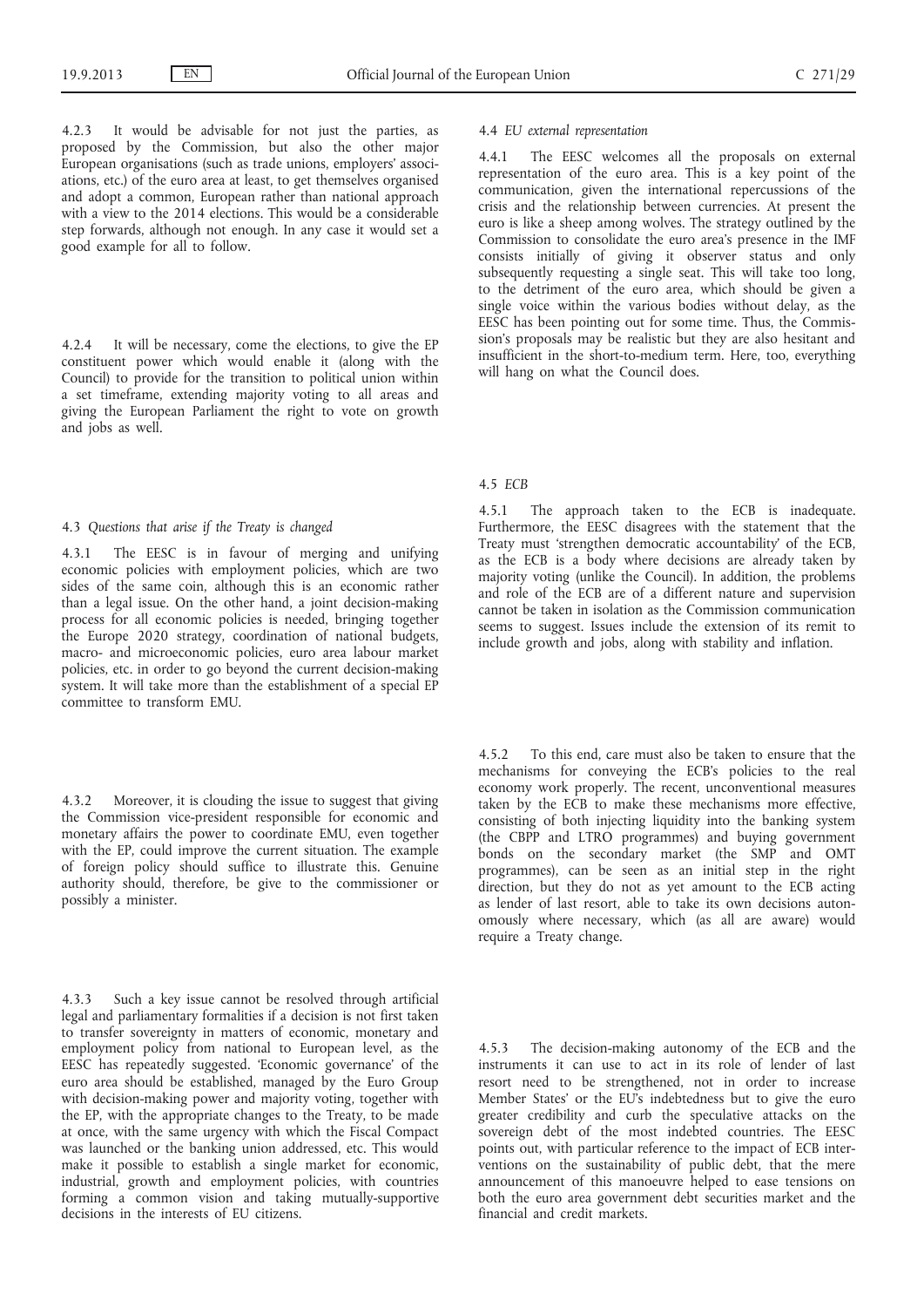4.2.3 It would be advisable for not just the parties, as proposed by the Commission, but also the other major European organisations (such as trade unions, employers' associations, etc.) of the euro area at least, to get themselves organised and adopt a common, European rather than national approach with a view to the 2014 elections. This would be a considerable step forwards, although not enough. In any case it would set a good example for all to follow.

4.2.4 It will be necessary, come the elections, to give the EP constituent power which would enable it (along with the Council) to provide for the transition to political union within a set timeframe, extending majority voting to all areas and giving the European Parliament the right to vote on growth and jobs as well.

### 4.3 *Questions that arise if the Treaty is changed*

4.3.1 The EESC is in favour of merging and unifying economic policies with employment policies, which are two sides of the same coin, although this is an economic rather than a legal issue. On the other hand, a joint decision-making process for all economic policies is needed, bringing together the Europe 2020 strategy, coordination of national budgets, macro- and microeconomic policies, euro area labour market policies, etc. in order to go beyond the current decision-making system. It will take more than the establishment of a special EP committee to transform EMU.

4.3.2 Moreover, it is clouding the issue to suggest that giving the Commission vice-president responsible for economic and monetary affairs the power to coordinate EMU, even together with the EP, could improve the current situation. The example of foreign policy should suffice to illustrate this. Genuine authority should, therefore, be give to the commissioner or possibly a minister.

4.3.3 Such a key issue cannot be resolved through artificial legal and parliamentary formalities if a decision is not first taken to transfer sovereignty in matters of economic, monetary and employment policy from national to European level, as the EESC has repeatedly suggested. 'Economic governance' of the euro area should be established, managed by the Euro Group with decision-making power and majority voting, together with the EP, with the appropriate changes to the Treaty, to be made at once, with the same urgency with which the Fiscal Compact was launched or the banking union addressed, etc. This would make it possible to establish a single market for economic, industrial, growth and employment policies, with countries forming a common vision and taking mutually-supportive decisions in the interests of EU citizens.

### 4.4 *EU external representation*

4.4.1 The EESC welcomes all the proposals on external representation of the euro area. This is a key point of the communication, given the international repercussions of the crisis and the relationship between currencies. At present the euro is like a sheep among wolves. The strategy outlined by the Commission to consolidate the euro area's presence in the IMF consists initially of giving it observer status and only subsequently requesting a single seat. This will take too long, to the detriment of the euro area, which should be given a single voice within the various bodies without delay, as the EESC has been pointing out for some time. Thus, the Commission's proposals may be realistic but they are also hesitant and insufficient in the short-to-medium term. Here, too, everything will hang on what the Council does.

### 4.5 *ECB*

4.5.1 The approach taken to the ECB is inadequate. Furthermore, the EESC disagrees with the statement that the Treaty must 'strengthen democratic accountability' of the ECB, as the ECB is a body where decisions are already taken by majority voting (unlike the Council). In addition, the problems and role of the ECB are of a different nature and supervision cannot be taken in isolation as the Commission communication seems to suggest. Issues include the extension of its remit to include growth and jobs, along with stability and inflation.

4.5.2 To this end, care must also be taken to ensure that the mechanisms for conveying the ECB's policies to the real economy work properly. The recent, unconventional measures taken by the ECB to make these mechanisms more effective, consisting of both injecting liquidity into the banking system (the CBPP and LTRO programmes) and buying government bonds on the secondary market (the SMP and OMT programmes), can be seen as an initial step in the right direction, but they do not as yet amount to the ECB acting as lender of last resort, able to take its own decisions autonomously where necessary, which (as all are aware) would require a Treaty change.

4.5.3 The decision-making autonomy of the ECB and the instruments it can use to act in its role of lender of last resort need to be strengthened, not in order to increase Member States' or the EU's indebtedness but to give the euro greater credibility and curb the speculative attacks on the sovereign debt of the most indebted countries. The EESC points out, with particular reference to the impact of ECB interventions on the sustainability of public debt, that the mere announcement of this manoeuvre helped to ease tensions on both the euro area government debt securities market and the financial and credit markets.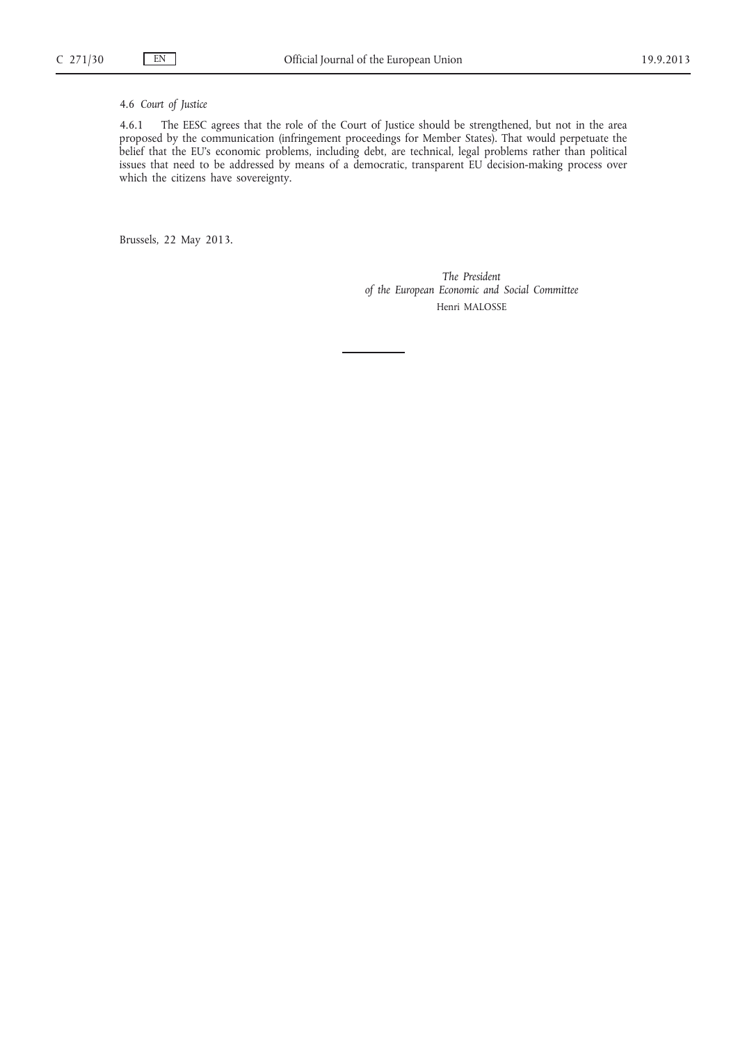### 4.6 *Court of Justice*

4.6.1 The EESC agrees that the role of the Court of Justice should be strengthened, but not in the area proposed by the communication (infringement proceedings for Member States). That would perpetuate the belief that the EU's economic problems, including debt, are technical, legal problems rather than political issues that need to be addressed by means of a democratic, transparent EU decision-making process over which the citizens have sovereignty.

Brussels, 22 May 2013.

*The President*
*of the European Economic and Social Committee*
Henri MALOSSE